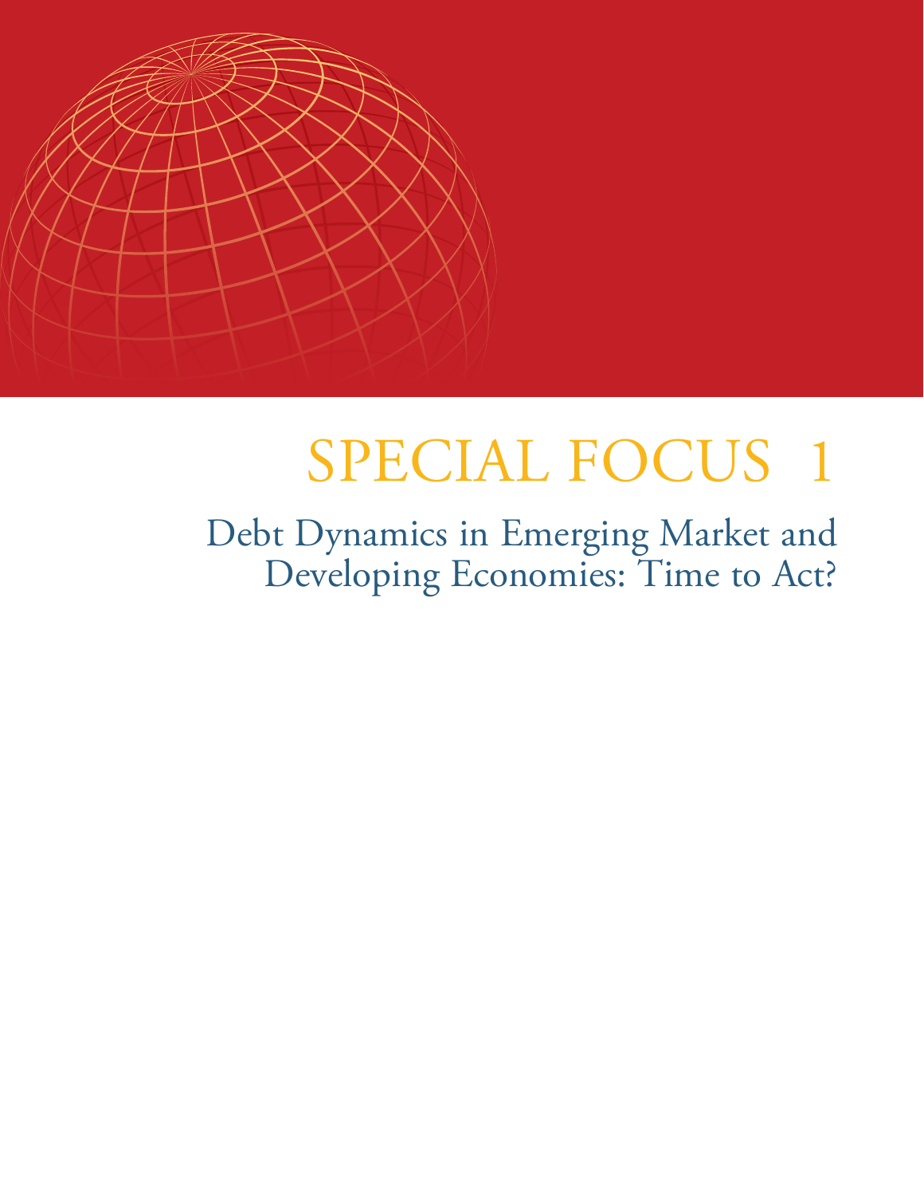# SPECIAL FOCUS 1

## Debt Dynamics in Emerging Market and Developing Economies: Time to Act?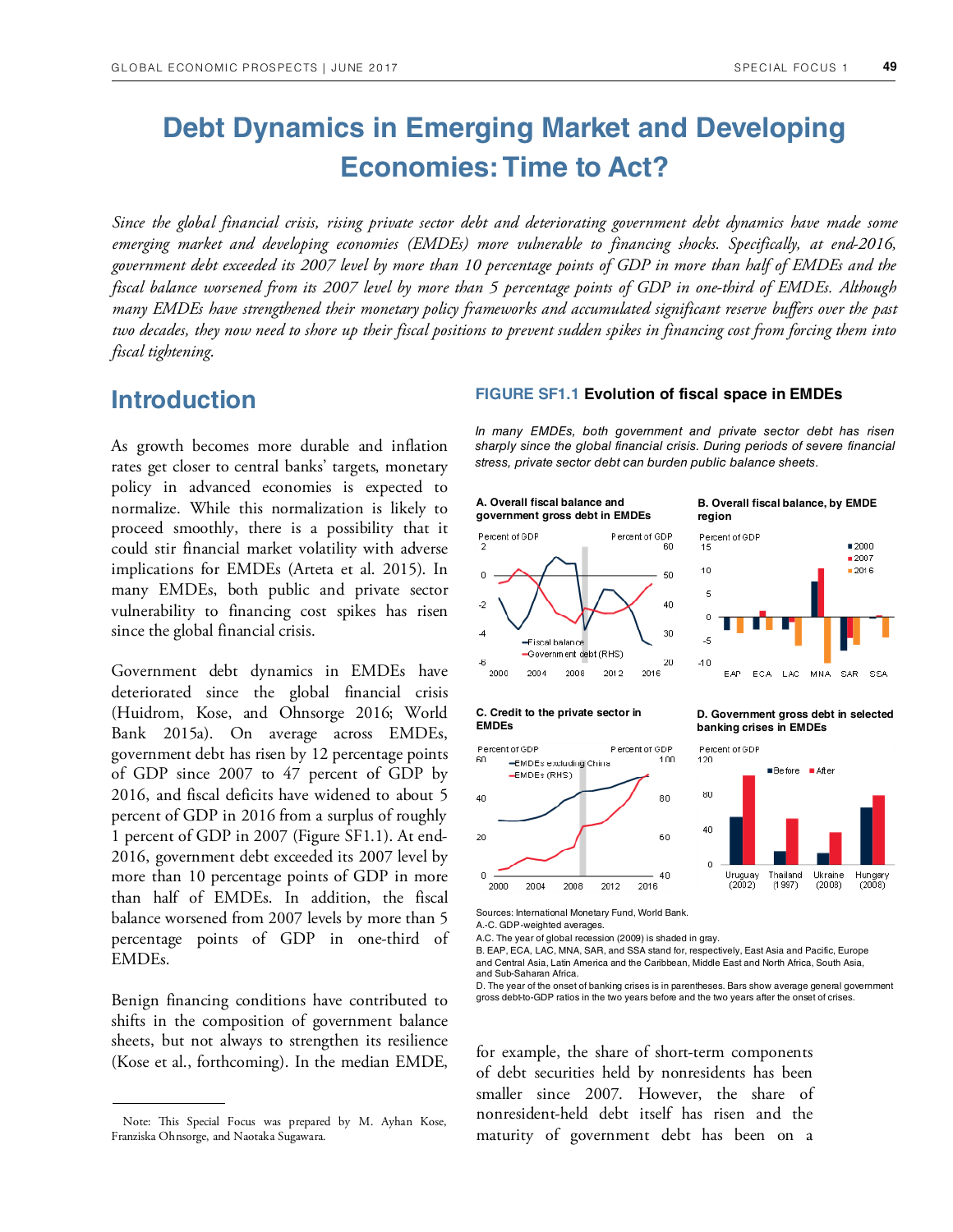# Debt Dynamics in Emerging Market and Developing Economies: Time to Act?

*Since the global financial crisis, rising private sector debt and deteriorating government debt dynamics have made some emerging market and developing economies (EMDEs) more vulnerable to financing shocks. Specifically, at end-2016, government debt exceeded its 2007 level by more than 10 percentage points of GDP in more than half of EMDEs and the fiscal balance worsened from its 2007 level by more than 5 percentage points of GDP in one-third of EMDEs. Although many EMDEs have strengthened their monetary policy frameworks and accumulated significant reserve buffers over the past two decades, they now need to shore up their fiscal positions to prevent sudden spikes in financing cost from forcing them into fiscal tightening.*

## Introduction

As growth becomes more durable and inflation rates get closer to central banks' targets, monetary policy in advanced economies is expected to normalize. While this normalization is likely to proceed smoothly, there is a possibility that it could stir financial market volatility with adverse implications for EMDEs (Arteta et al. 2015). In many EMDEs, both public and private sector vulnerability to financing cost spikes has risen since the global financial crisis.

Government debt dynamics in EMDEs have deteriorated since the global financial crisis (Huidrom, Kose, and Ohnsorge 2016; World Bank 2015a). On average across EMDEs, government debt has risen by 12 percentage points of GDP since 2007 to 47 percent of GDP by 2016, and fiscal deficits have widened to about 5 percent of GDP in 2016 from a surplus of roughly 1 percent of GDP in 2007 (Figure SF1.1). At end-2016, government debt exceeded its 2007 level by more than 10 percentage points of GDP in more than half of EMDEs. In addition, the fiscal balance worsened from 2007 levels by more than 5 percentage points of GDP in one-third of EMDEs.

Benign financing conditions have contributed to shifts in the composition of government balance sheets, but not always to strengthen its resilience (Kose et al., forthcoming). In the median EMDE, for example, the share of short-term components of debt securities held by nonresidents has been smaller since 2007. However, the share of nonresident-held debt itself has risen and the maturity of government debt has been on a

**FIGURE SF1.1 Evolution of fiscal space in EMDEs**

*In many EMDEs, both government and private sector debt has risen sharply since the global financial crisis. During periods of severe financial stress, private sector debt can burden public balance sheets.*

A. Overall fiscal balance and government gross debt in EMDEs

B. Overall fiscal balance, by EMDE region

C. Credit to the private sector in EMDEs

D. Government gross debt in selected banking crises in EMDEs

Sources: International Monetary Fund, World Bank.
A.-C. GDP-weighted averages.
A.C. The year of global recession (2009) is shaded in gray.
B. EAP, ECA, LAC, MNA, SAR, and SSA stand for, respectively, East Asia and Pacific, Europe and Central Asia, Latin America and the Caribbean, Middle East and North Africa, South Asia, and Sub-Saharan Africa.
D. The year of the onset of banking crises is in parentheses. Bars show average general government gross debt-to-GDP ratios in the two years before and the two years after the onset of crises.

Note: This Special Focus was prepared by M. Ayhan Kose, Franziska Ohnsorge, and Naotaka Sugawara.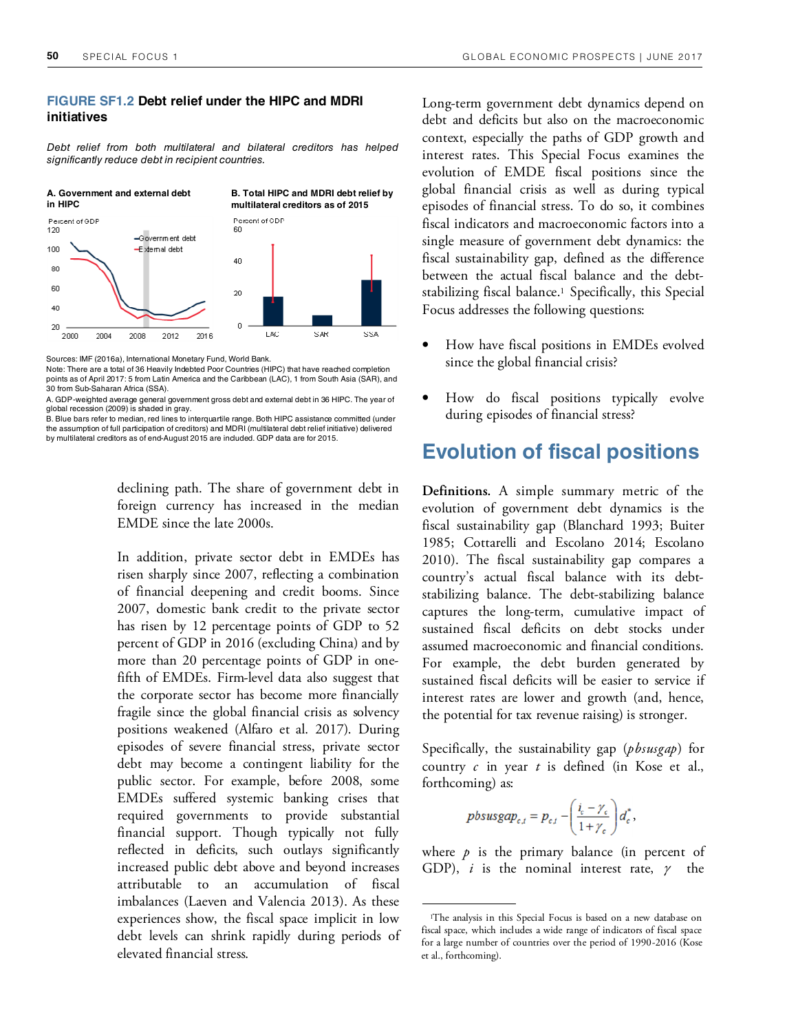**FIGURE SF1.2 Debt relief under the HIPC and MDRI initiatives**

*Debt relief from both multilateral and bilateral creditors has helped significantly reduce debt in recipient countries.*

A. Government and external debt in HIPC

B. Total HIPC and MDRI debt relief by multilateral creditors as of 2015

Sources: IMF (2016a), International Monetary Fund, World Bank.

Note: There are a total of 36 Heavily Indebted Poor Countries (HIPC) that have reached completion points as of April 2017: 5 from Latin America and the Caribbean (LAC), 1 from South Asia (SAR), and 30 from Sub-Saharan Africa (SSA).

A. GDP-weighted average general government gross debt and external debt in 36 HIPC. The year of global recession (2009) is shaded in gray.

B. Blue bars refer to median, red lines to interquartile range. Both HIPC assistance committed (under the assumption of full participation of creditors) and MDRI (multilateral debt relief initiative) delivered by multilateral creditors as of end-August 2015 are included. GDP data are for 2015.

declining path. The share of government debt in foreign currency has increased in the median EMDE since the late 2000s.

In addition, private sector debt in EMDEs has risen sharply since 2007, reflecting a combination of financial deepening and credit booms. Since 2007, domestic bank credit to the private sector has risen by 12 percentage points of GDP to 52 percent of GDP in 2016 (excluding China) and by more than 20 percentage points of GDP in one-fifth of EMDEs. Firm-level data also suggest that the corporate sector has become more financially fragile since the global financial crisis as solvency positions weakened (Alfaro et al. 2017). During episodes of severe financial stress, private sector debt may become a contingent liability for the public sector. For example, before 2008, some EMDEs suffered systemic banking crises that required governments to provide substantial financial support. Though typically not fully reflected in deficits, such outlays significantly increased public debt above and beyond increases attributable to an accumulation of fiscal imbalances (Laeven and Valencia 2013). As these experiences show, the fiscal space implicit in low debt levels can shrink rapidly during periods of elevated financial stress.

Long-term government debt dynamics depend on debt and deficits but also on the macroeconomic context, especially the paths of GDP growth and interest rates. This Special Focus examines the evolution of EMDE fiscal positions since the global financial crisis as well as during typical episodes of financial stress. To do so, it combines fiscal indicators and macroeconomic factors into a single measure of government debt dynamics: the fiscal sustainability gap, defined as the difference between the actual fiscal balance and the debt-stabilizing fiscal balance.[1] Specifically, this Special Focus addresses the following questions:

- How have fiscal positions in EMDEs evolved since the global financial crisis?
- How do fiscal positions typically evolve during episodes of financial stress?

## Evolution of fiscal positions

**Definitions.** A simple summary metric of the evolution of government debt dynamics is the fiscal sustainability gap (Blanchard 1993; Buiter 1985; Cottarelli and Escolano 2014; Escolano 2010). The fiscal sustainability gap compares a country's actual fiscal balance with its debt-stabilizing balance. The debt-stabilizing balance captures the long-term, cumulative impact of sustained fiscal deficits on debt stocks under assumed macroeconomic and financial conditions. For example, the debt burden generated by sustained fiscal deficits will be easier to service if interest rates are lower and growth (and, hence, the potential for tax revenue raising) is stronger.

Specifically, the sustainability gap ($pbsusgap$) for country $c$ in year $t$ is defined (in Kose et al., forthcoming) as:

$$pbsusgap_{c,t} = p_{c,t} - \left(\frac{i_c - \gamma_c}{1+\gamma_c}\right) d_c^*,$$

where $p$ is the primary balance (in percent of GDP), $i$ is the nominal interest rate, $\gamma$ the

[1]The analysis in this Special Focus is based on a new database on fiscal space, which includes a wide range of indicators of fiscal space for a large number of countries over the period of 1990-2016 (Kose et al., forthcoming).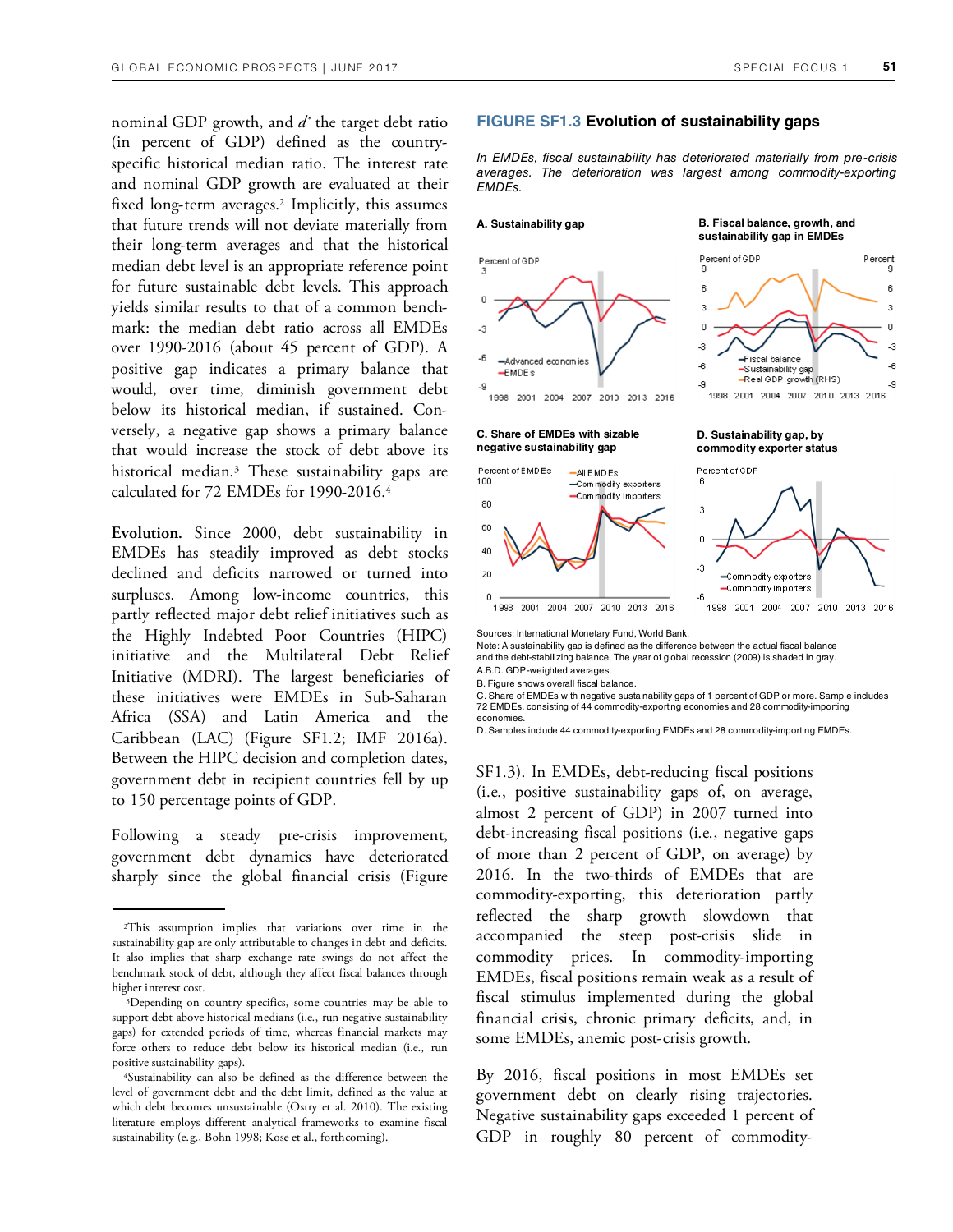nominal GDP growth, and $d^*$ the target debt ratio (in percent of GDP) defined as the country-specific historical median ratio. The interest rate and nominal GDP growth are evaluated at their fixed long-term averages.[2] Implicitly, this assumes that future trends will not deviate materially from their long-term averages and that the historical median debt level is an appropriate reference point for future sustainable debt levels. This approach yields similar results to that of a common benchmark: the median debt ratio across all EMDEs over 1990-2016 (about 45 percent of GDP). A positive gap indicates a primary balance that would, over time, diminish government debt below its historical median, if sustained. Conversely, a negative gap shows a primary balance that would increase the stock of debt above its historical median.[3] These sustainability gaps are calculated for 72 EMDEs for 1990-2016.[4]

**Evolution.** Since 2000, debt sustainability in EMDEs has steadily improved as debt stocks declined and deficits narrowed or turned into surpluses. Among low-income countries, this partly reflected major debt relief initiatives such as the Highly Indebted Poor Countries (HIPC) initiative and the Multilateral Debt Relief Initiative (MDRI). The largest beneficiaries of these initiatives were EMDEs in Sub-Saharan Africa (SSA) and Latin America and the Caribbean (LAC) (Figure SF1.2; IMF 2016a). Between the HIPC decision and completion dates, government debt in recipient countries fell by up to 150 percentage points of GDP.

Following a steady pre-crisis improvement, government debt dynamics have deteriorated sharply since the global financial crisis (Figure SF1.3). In EMDEs, debt-reducing fiscal positions (i.e., positive sustainability gaps of, on average, almost 2 percent of GDP) in 2007 turned into debt-increasing fiscal positions (i.e., negative gaps of more than 2 percent of GDP, on average) by 2016. In the two-thirds of EMDEs that are commodity-exporting, this deterioration partly reflected the sharp growth slowdown that accompanied the steep post-crisis slide in commodity prices. In commodity-importing EMDEs, fiscal positions remain weak as a result of fiscal stimulus implemented during the global financial crisis, chronic primary deficits, and, in some EMDEs, anemic post-crisis growth.

By 2016, fiscal positions in most EMDEs set government debt on clearly rising trajectories. Negative sustainability gaps exceeded 1 percent of GDP in roughly 80 percent of commodity-

**FIGURE SF1.3 Evolution of sustainability gaps**

*In EMDEs, fiscal sustainability has deteriorated materially from pre-crisis averages. The deterioration was largest among commodity-exporting EMDEs.*

A. Sustainability gap

B. Fiscal balance, growth, and sustainability gap in EMDEs

C. Share of EMDEs with sizable negative sustainability gap

D. Sustainability gap, by commodity exporter status

Sources: International Monetary Fund, World Bank.
Note: A sustainability gap is defined as the difference between the actual fiscal balance and the debt-stabilizing balance. The year of global recession (2009) is shaded in gray.
A.B.D. GDP-weighted averages.
B. Figure shows overall fiscal balance.
C. Share of EMDEs with negative sustainability gaps of 1 percent of GDP or more. Sample includes 72 EMDEs, consisting of 44 commodity-exporting economies and 28 commodity-importing economies.
D. Samples include 44 commodity-exporting EMDEs and 28 commodity-importing EMDEs.

---

[2] This assumption implies that variations over time in the sustainability gap are only attributable to changes in debt and deficits. It also implies that sharp exchange rate swings do not affect the benchmark stock of debt, although they affect fiscal balances through higher interest cost.

[3] Depending on country specifics, some countries may be able to support debt above historical medians (i.e., run negative sustainability gaps) for extended periods of time, whereas financial markets may force others to reduce debt below its historical median (i.e., run positive sustainability gaps).

[4] Sustainability can also be defined as the difference between the level of government debt and the debt limit, defined as the value at which debt becomes unsustainable (Ostry et al. 2010). The existing literature employs different analytical frameworks to examine fiscal sustainability (e.g., Bohn 1998; Kose et al., forthcoming).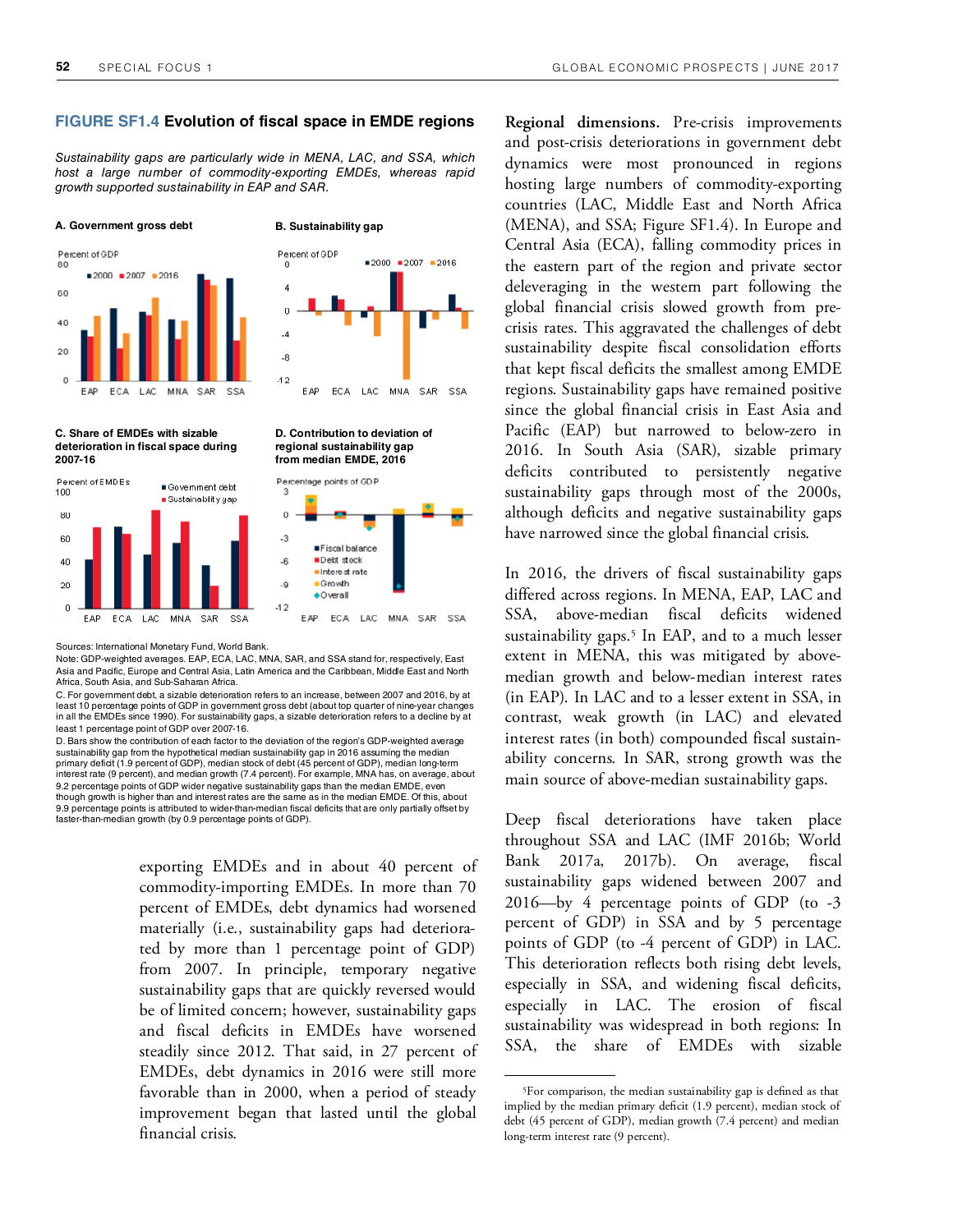**FIGURE SF1.4 Evolution of fiscal space in EMDE regions**

*Sustainability gaps are particularly wide in MENA, LAC, and SSA, which host a large number of commodity-exporting EMDEs, whereas rapid growth supported sustainability in EAP and SAR.*

A. Government gross debt

B. Sustainability gap

C. Share of EMDEs with sizable deterioration in fiscal space during 2007-16

D. Contribution to deviation of regional sustainability gap from median EMDE, 2016

Sources: International Monetary Fund, World Bank.

Note: GDP-weighted averages. EAP, ECA, LAC, MNA, SAR, and SSA stand for, respectively, East Asia and Pacific, Europe and Central Asia, Latin America and the Caribbean, Middle East and North Africa, South Asia, and Sub-Saharan Africa.

C. For government debt, a sizable deterioration refers to an increase, between 2007 and 2016, by at least 10 percentage points of GDP in government gross debt (about top quarter of nine-year changes in all the EMDEs since 1990). For sustainability gaps, a sizable deterioration refers to a decline by at least 1 percentage point of GDP over 2007-16.

D. Bars show the contribution of each factor to the deviation of the region's GDP-weighted average sustainability gap from the hypothetical median sustainability gap in 2016 assuming the median primary deficit (1.9 percent of GDP), median stock of debt (45 percent of GDP), median long-term interest rate (9 percent), and median growth (7.4 percent). For example, MNA has, on average, about 9.2 percentage points of GDP wider negative sustainability gaps than the median EMDE, even though growth is higher than and interest rates are the same as in the median EMDE. Of this, about 9.9 percentage points is attributed to wider-than-median fiscal deficits that are only partially offset by faster-than-median growth (by 0.9 percentage points of GDP).

exporting EMDEs and in about 40 percent of commodity-importing EMDEs. In more than 70 percent of EMDEs, debt dynamics had worsened materially (i.e., sustainability gaps had deteriorated by more than 1 percentage point of GDP) from 2007. In principle, temporary negative sustainability gaps that are quickly reversed would be of limited concern; however, sustainability gaps and fiscal deficits in EMDEs have worsened steadily since 2012. That said, in 27 percent of EMDEs, debt dynamics in 2016 were still more favorable than in 2000, when a period of steady improvement began that lasted until the global financial crisis.

**Regional dimensions.** Pre-crisis improvements and post-crisis deteriorations in government debt dynamics were most pronounced in regions hosting large numbers of commodity-exporting countries (LAC, Middle East and North Africa (MENA), and SSA; Figure SF1.4). In Europe and Central Asia (ECA), falling commodity prices in the eastern part of the region and private sector deleveraging in the western part following the global financial crisis slowed growth from pre-crisis rates. This aggravated the challenges of debt sustainability despite fiscal consolidation efforts that kept fiscal deficits the smallest among EMDE regions. Sustainability gaps have remained positive since the global financial crisis in East Asia and Pacific (EAP) but narrowed to below-zero in 2016. In South Asia (SAR), sizable primary deficits contributed to persistently negative sustainability gaps through most of the 2000s, although deficits and negative sustainability gaps have narrowed since the global financial crisis.

In 2016, the drivers of fiscal sustainability gaps differed across regions. In MENA, EAP, LAC and SSA, above-median fiscal deficits widened sustainability gaps.[5] In EAP, and to a much lesser extent in MENA, this was mitigated by above-median growth and below-median interest rates (in EAP). In LAC and to a lesser extent in SSA, in contrast, weak growth (in LAC) and elevated interest rates (in both) compounded fiscal sustainability concerns. In SAR, strong growth was the main source of above-median sustainability gaps.

Deep fiscal deteriorations have taken place throughout SSA and LAC (IMF 2016b; World Bank 2017a, 2017b). On average, fiscal sustainability gaps widened between 2007 and 2016—by 4 percentage points of GDP (to -3 percent of GDP) in SSA and by 5 percentage points of GDP (to -4 percent of GDP) in LAC. This deterioration reflects both rising debt levels, especially in SSA, and widening fiscal deficits, especially in LAC. The erosion of fiscal sustainability was widespread in both regions: In SSA, the share of EMDEs with sizable

[5] For comparison, the median sustainability gap is defined as that implied by the median primary deficit (1.9 percent), median stock of debt (45 percent of GDP), median growth (7.4 percent) and median long-term interest rate (9 percent).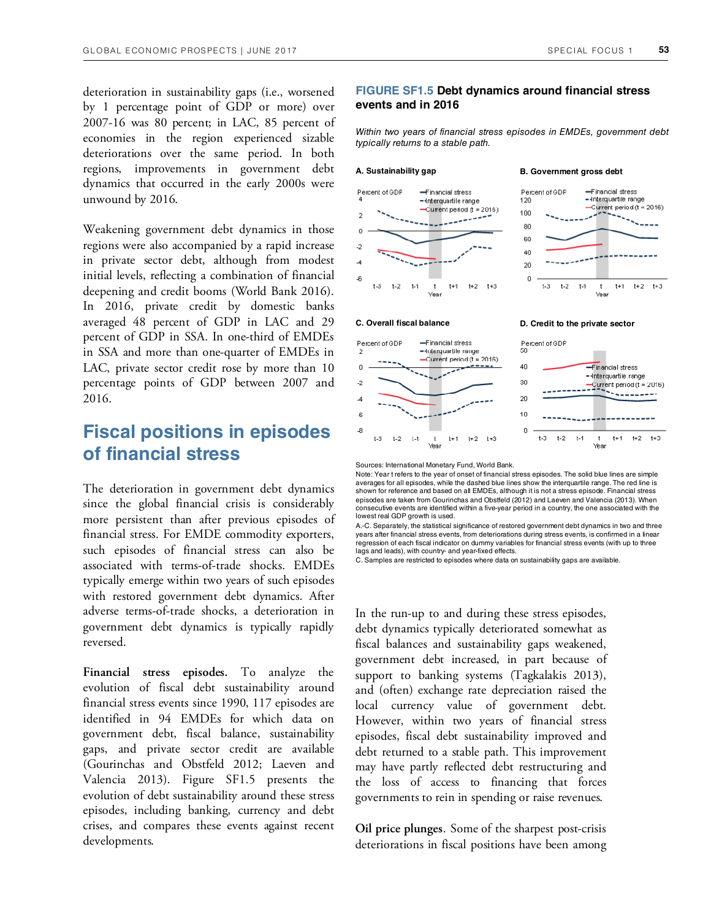deterioration in sustainability gaps (i.e., worsened by 1 percentage point of GDP or more) over 2007-16 was 80 percent; in LAC, 85 percent of economies in the region experienced sizable deteriorations over the same period. In both regions, improvements in government debt dynamics that occurred in the early 2000s were unwound by 2016.

Weakening government debt dynamics in those regions were also accompanied by a rapid increase in private sector debt, although from modest initial levels, reflecting a combination of financial deepening and credit booms (World Bank 2016). In 2016, private credit by domestic banks averaged 48 percent of GDP in LAC and 29 percent of GDP in SSA. In one-third of EMDEs in SSA and more than one-quarter of EMDEs in LAC, private sector credit rose by more than 10 percentage points of GDP between 2007 and 2016.

## Fiscal positions in episodes of financial stress

The deterioration in government debt dynamics since the global financial crisis is considerably more persistent than after previous episodes of financial stress. For EMDE commodity exporters, such episodes of financial stress can also be associated with terms-of-trade shocks. EMDEs typically emerge within two years of such episodes with restored government debt dynamics. After adverse terms-of-trade shocks, a deterioration in government debt dynamics is typically rapidly reversed.

**Financial stress episodes.** To analyze the evolution of fiscal debt sustainability around financial stress events since 1990, 117 episodes are identified in 94 EMDEs for which data on government debt, fiscal balance, sustainability gaps, and private sector credit are available (Gourinchas and Obstfeld 2012; Laeven and Valencia 2013). Figure SF1.5 presents the evolution of debt sustainability around these stress episodes, including banking, currency and debt crises, and compares these events against recent developments.

**FIGURE SF1.5 Debt dynamics around financial stress events and in 2016**

*Within two years of financial stress episodes in EMDEs, government debt typically returns to a stable path.*

**A. Sustainability gap**

**B. Government gross debt**

**C. Overall fiscal balance**

**D. Credit to the private sector**

Sources: International Monetary Fund, World Bank.
Note: Year t refers to the year of onset of financial stress episodes. The solid blue lines are simple averages for all episodes, while the dashed blue lines show the interquartile range. The red line is shown for reference and based on all EMDEs, although it is not a stress episode. Financial stress episodes are taken from Gourinchas and Obstfeld (2012) and Laeven and Valencia (2013). When consecutive events are identified within a five-year period in a country, the one associated with the lowest real GDP growth is used.
A.-C. Separately, the statistical significance of restored government debt dynamics in two and three years after financial stress events, from deteriorations during stress events, is confirmed in a linear regression of each fiscal indicator on dummy variables for financial stress events (with up to three lags and leads), with country- and year-fixed effects.
C. Samples are restricted to episodes where data on sustainability gaps are available.

In the run-up to and during these stress episodes, debt dynamics typically deteriorated somewhat as fiscal balances and sustainability gaps weakened, government debt increased, in part because of support to banking systems (Tagkalakis 2013), and (often) exchange rate depreciation raised the local currency value of government debt. However, within two years of financial stress episodes, fiscal debt sustainability improved and debt returned to a stable path. This improvement may have partly reflected debt restructuring and the loss of access to financing that forces governments to rein in spending or raise revenues.

**Oil price plunges**. Some of the sharpest post-crisis deteriorations in fiscal positions have been among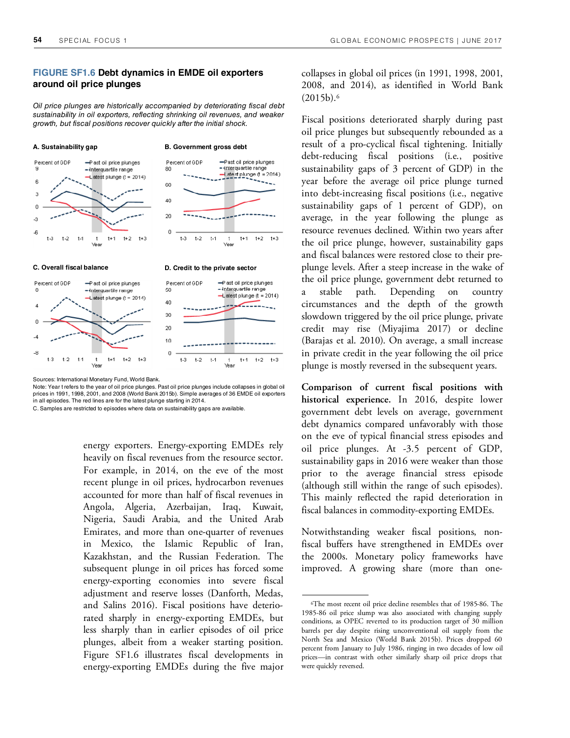**FIGURE SF1.6 Debt dynamics in EMDE oil exporters around oil price plunges**

*Oil price plunges are historically accompanied by deteriorating fiscal debt sustainability in oil exporters, reflecting shrinking oil revenues, and weaker growth, but fiscal positions recover quickly after the initial shock.*

**A. Sustainability gap**

**B. Government gross debt**

**C. Overall fiscal balance**

**D. Credit to the private sector**

Sources: International Monetary Fund, World Bank.

Note: Year t refers to the year of oil price plunges. Past oil price plunges include collapses in global oil prices in 1991, 1998, 2001, and 2008 (World Bank 2015b). Simple averages of 36 EMDE oil exporters in all episodes. The red lines are for the latest plunge starting in 2014.

C. Samples are restricted to episodes where data on sustainability gaps are available.

energy exporters. Energy-exporting EMDEs rely heavily on fiscal revenues from the resource sector. For example, in 2014, on the eve of the most recent plunge in oil prices, hydrocarbon revenues accounted for more than half of fiscal revenues in Angola, Algeria, Azerbaijan, Iraq, Kuwait, Nigeria, Saudi Arabia, and the United Arab Emirates, and more than one-quarter of revenues in Mexico, the Islamic Republic of Iran, Kazakhstan, and the Russian Federation. The subsequent plunge in oil prices has forced some energy-exporting economies into severe fiscal adjustment and reserve losses (Danforth, Medas, and Salins 2016). Fiscal positions have deteriorated sharply in energy-exporting EMDEs, but less sharply than in earlier episodes of oil price plunges, albeit from a weaker starting position. Figure SF1.6 illustrates fiscal developments in energy-exporting EMDEs during the five major collapses in global oil prices (in 1991, 1998, 2001, 2008, and 2014), as identified in World Bank (2015b).[6]

Fiscal positions deteriorated sharply during past oil price plunges but subsequently rebounded as a result of a pro-cyclical fiscal tightening. Initially debt-reducing fiscal positions (i.e., positive sustainability gaps of 3 percent of GDP) in the year before the average oil price plunge turned into debt-increasing fiscal positions (i.e., negative sustainability gaps of 1 percent of GDP), on average, in the year following the plunge as resource revenues declined. Within two years after the oil price plunge, however, sustainability gaps and fiscal balances were restored close to their pre-plunge levels. After a steep increase in the wake of the oil price plunge, government debt returned to a stable path. Depending on country circumstances and the depth of the growth slowdown triggered by the oil price plunge, private credit may rise (Miyajima 2017) or decline (Barajas et al. 2010). On average, a small increase in private credit in the year following the oil price plunge is mostly reversed in the subsequent years.

**Comparison of current fiscal positions with historical experience.** In 2016, despite lower government debt levels on average, government debt dynamics compared unfavorably with those on the eve of typical financial stress episodes and oil price plunges. At -3.5 percent of GDP, sustainability gaps in 2016 were weaker than those prior to the average financial stress episode (although still within the range of such episodes). This mainly reflected the rapid deterioration in fiscal balances in commodity-exporting EMDEs.

Notwithstanding weaker fiscal positions, non-fiscal buffers have strengthened in EMDEs over the 2000s. Monetary policy frameworks have improved. A growing share (more than one-

[6] The most recent oil price decline resembles that of 1985-86. The 1985-86 oil price slump was also associated with changing supply conditions, as OPEC reverted to its production target of 30 million barrels per day despite rising unconventional oil supply from the North Sea and Mexico (World Bank 2015b). Prices dropped 60 percent from January to July 1986, ringing in two decades of low oil prices—in contrast with other similarly sharp oil price drops that were quickly reversed.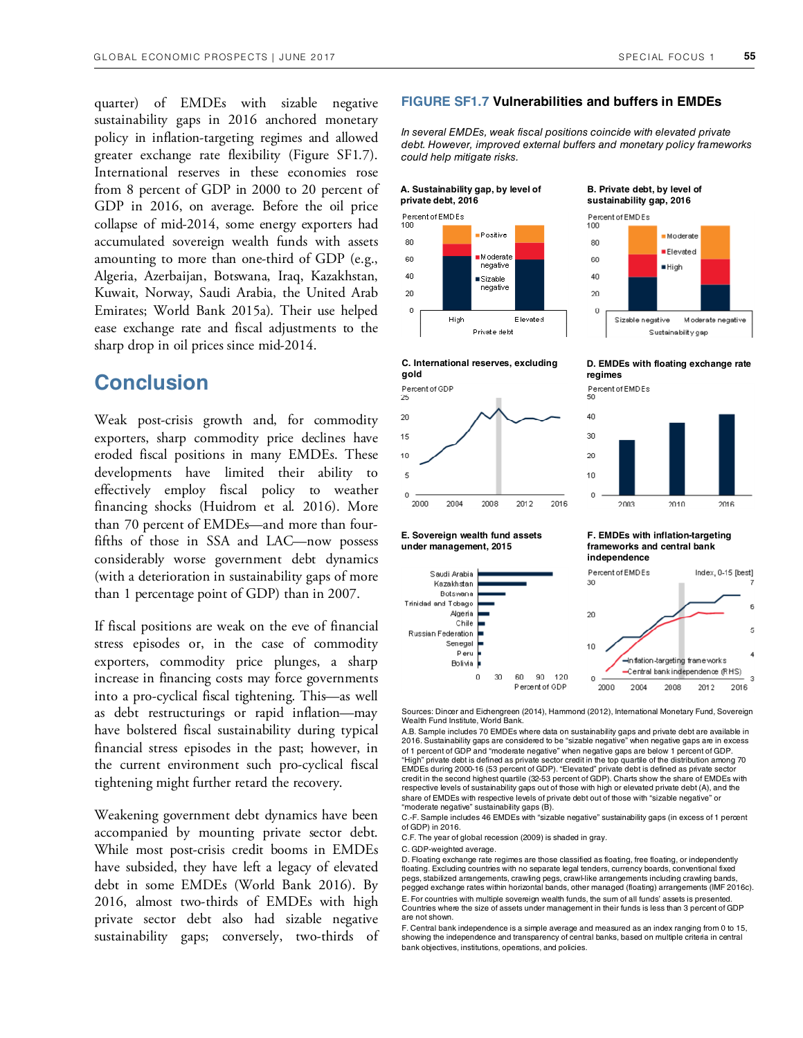quarter) of EMDEs with sizable negative sustainability gaps in 2016 anchored monetary policy in inflation-targeting regimes and allowed greater exchange rate flexibility (Figure SF1.7). International reserves in these economies rose from 8 percent of GDP in 2000 to 20 percent of GDP in 2016, on average. Before the oil price collapse of mid-2014, some energy exporters had accumulated sovereign wealth funds with assets amounting to more than one-third of GDP (e.g., Algeria, Azerbaijan, Botswana, Iraq, Kazakhstan, Kuwait, Norway, Saudi Arabia, the United Arab Emirates; World Bank 2015a). Their use helped ease exchange rate and fiscal adjustments to the sharp drop in oil prices since mid-2014.

## Conclusion

Weak post-crisis growth and, for commodity exporters, sharp commodity price declines have eroded fiscal positions in many EMDEs. These developments have limited their ability to effectively employ fiscal policy to weather financing shocks (Huidrom et al. 2016). More than 70 percent of EMDEs—and more than four-fifths of those in SSA and LAC—now possess considerably worse government debt dynamics (with a deterioration in sustainability gaps of more than 1 percentage point of GDP) than in 2007.

If fiscal positions are weak on the eve of financial stress episodes or, in the case of commodity exporters, commodity price plunges, a sharp increase in financing costs may force governments into a pro-cyclical fiscal tightening. This—as well as debt restructurings or rapid inflation—may have bolstered fiscal sustainability during typical financial stress episodes in the past; however, in the current environment such pro-cyclical fiscal tightening might further retard the recovery.

Weakening government debt dynamics have been accompanied by mounting private sector debt. While most post-crisis credit booms in EMDEs have subsided, they have left a legacy of elevated debt in some EMDEs (World Bank 2016). By 2016, almost two-thirds of EMDEs with high private sector debt also had sizable negative sustainability gaps; conversely, two-thirds of

**FIGURE SF1.7 Vulnerabilities and buffers in EMDEs**

*In several EMDEs, weak fiscal positions coincide with elevated private debt. However, improved external buffers and monetary policy frameworks could help mitigate risks.*

Sources: Dincer and Eichengreen (2014), Hammond (2012), International Monetary Fund, Sovereign Wealth Fund Institute, World Bank.

A.B. Sample includes 70 EMDEs where data on sustainability gaps and private debt are available in 2016. Sustainability gaps are considered to be "sizable negative" when negative gaps are in excess of 1 percent of GDP and "moderate negative" when negative gaps are below 1 percent of GDP. "High" private debt is defined as private sector credit in the top quartile of the distribution among 70 EMDEs during 2000-16 (53 percent of GDP). "Elevated" private debt is defined as private sector credit in the second highest quartile (32-53 percent of GDP). Charts show the share of EMDEs with respective levels of sustainability gaps out of those with high or elevated private debt (A), and the share of EMDEs with respective levels of private debt out of those with "sizable negative" or "moderate negative" sustainability gaps (B).

C.-F. Sample includes 46 EMDEs with "sizable negative" sustainability gaps (in excess of 1 percent of GDP) in 2016.

C.F. The year of global recession (2009) is shaded in gray.

C. GDP-weighted average.

D. Floating exchange rate regimes are those classified as floating, free floating, or independently floating. Excluding countries with no separate legal tenders, currency boards, conventional fixed pegs, stabilized arrangements, crawling pegs, crawl-like arrangements including crawling bands, pegged exchange rates within horizontal bands, other managed (floating) arrangements (IMF 2016c).

E. For countries with multiple sovereign wealth funds, the sum of all funds' assets is presented. Countries where the size of assets under management in their funds is less than 3 percent of GDP are not shown.

F. Central bank independence is a simple average and measured as an index ranging from 0 to 15, showing the independence and transparency of central banks, based on multiple criteria in central bank objectives, institutions, operations, and policies.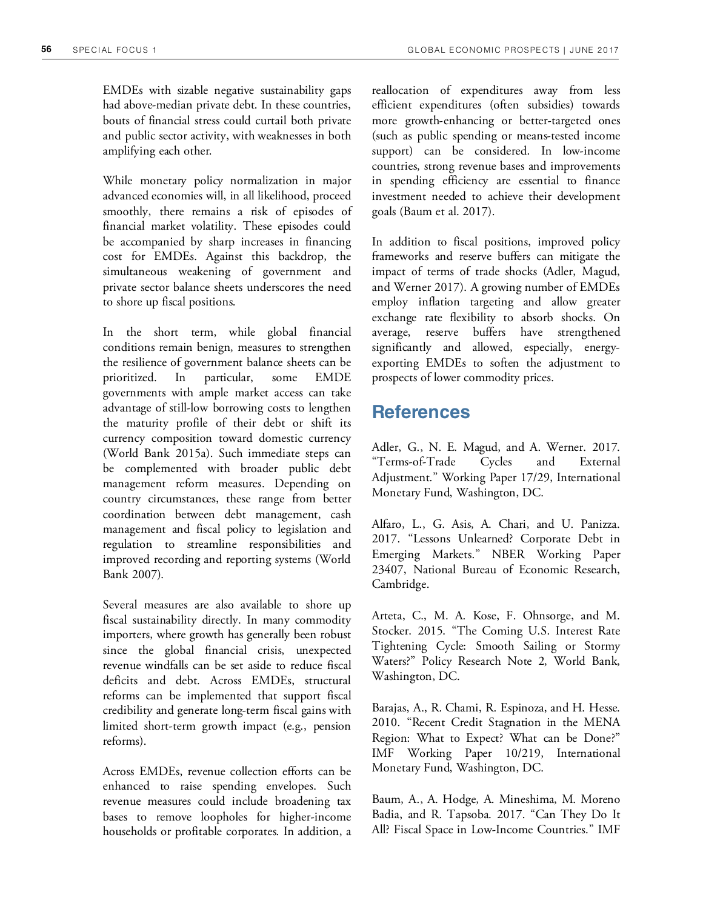EMDEs with sizable negative sustainability gaps had above-median private debt. In these countries, bouts of financial stress could curtail both private and public sector activity, with weaknesses in both amplifying each other.

While monetary policy normalization in major advanced economies will, in all likelihood, proceed smoothly, there remains a risk of episodes of financial market volatility. These episodes could be accompanied by sharp increases in financing cost for EMDEs. Against this backdrop, the simultaneous weakening of government and private sector balance sheets underscores the need to shore up fiscal positions.

In the short term, while global financial conditions remain benign, measures to strengthen the resilience of government balance sheets can be prioritized. In particular, some EMDE governments with ample market access can take advantage of still-low borrowing costs to lengthen the maturity profile of their debt or shift its currency composition toward domestic currency (World Bank 2015a). Such immediate steps can be complemented with broader public debt management reform measures. Depending on country circumstances, these range from better coordination between debt management, cash management and fiscal policy to legislation and regulation to streamline responsibilities and improved recording and reporting systems (World Bank 2007).

Several measures are also available to shore up fiscal sustainability directly. In many commodity importers, where growth has generally been robust since the global financial crisis, unexpected revenue windfalls can be set aside to reduce fiscal deficits and debt. Across EMDEs, structural reforms can be implemented that support fiscal credibility and generate long-term fiscal gains with limited short-term growth impact (e.g., pension reforms).

Across EMDEs, revenue collection efforts can be enhanced to raise spending envelopes. Such revenue measures could include broadening tax bases to remove loopholes for higher-income households or profitable corporates. In addition, a reallocation of expenditures away from less efficient expenditures (often subsidies) towards more growth-enhancing or better-targeted ones (such as public spending or means-tested income support) can be considered. In low-income countries, strong revenue bases and improvements in spending efficiency are essential to finance investment needed to achieve their development goals (Baum et al. 2017).

In addition to fiscal positions, improved policy frameworks and reserve buffers can mitigate the impact of terms of trade shocks (Adler, Magud, and Werner 2017). A growing number of EMDEs employ inflation targeting and allow greater exchange rate flexibility to absorb shocks. On average, reserve buffers have strengthened significantly and allowed, especially, energy-exporting EMDEs to soften the adjustment to prospects of lower commodity prices.

## References

Adler, G., N. E. Magud, and A. Werner. 2017. "Terms-of-Trade Cycles and External Adjustment." Working Paper 17/29, International Monetary Fund, Washington, DC.

Alfaro, L., G. Asis, A. Chari, and U. Panizza. 2017. "Lessons Unlearned? Corporate Debt in Emerging Markets." NBER Working Paper 23407, National Bureau of Economic Research, Cambridge.

Arteta, C., M. A. Kose, F. Ohnsorge, and M. Stocker. 2015. "The Coming U.S. Interest Rate Tightening Cycle: Smooth Sailing or Stormy Waters?" Policy Research Note 2, World Bank, Washington, DC.

Barajas, A., R. Chami, R. Espinoza, and H. Hesse. 2010. "Recent Credit Stagnation in the MENA Region: What to Expect? What can be Done?" IMF Working Paper 10/219, International Monetary Fund, Washington, DC.

Baum, A., A. Hodge, A. Mineshima, M. Moreno Badia, and R. Tapsoba. 2017. "Can They Do It All? Fiscal Space in Low-Income Countries." IMF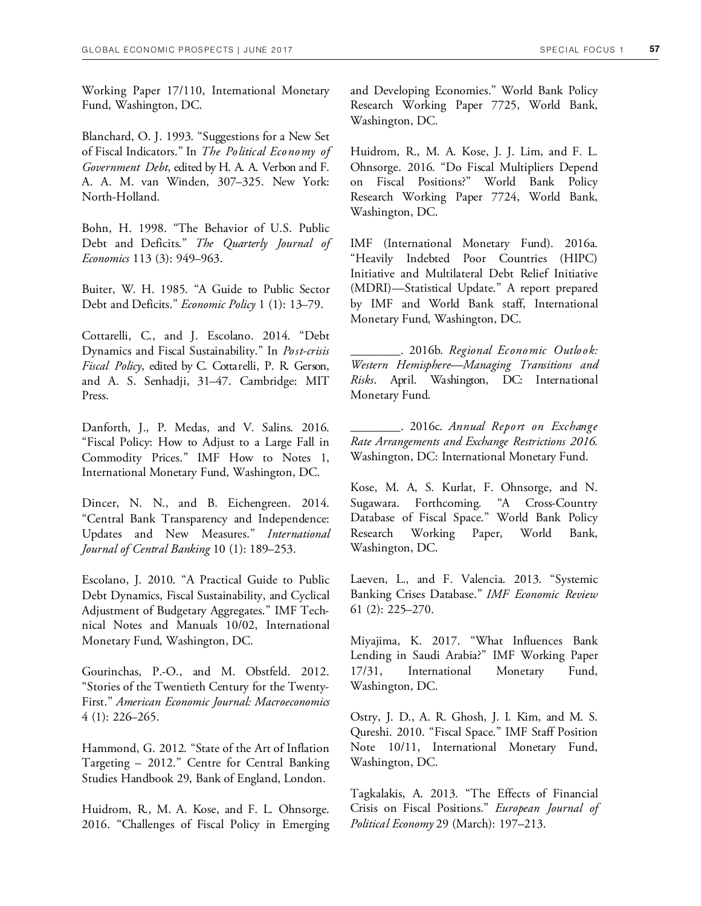Working Paper 17/110, International Monetary Fund, Washington, DC.

Blanchard, O. J. 1993. "Suggestions for a New Set of Fiscal Indicators." In *The Political Economy of Government Debt*, edited by H. A. A. Verbon and F. A. A. M. van Winden, 307–325. New York: North-Holland.

Bohn, H. 1998. "The Behavior of U.S. Public Debt and Deficits." *The Quarterly Journal of Economics* 113 (3): 949–963.

Buiter, W. H. 1985. "A Guide to Public Sector Debt and Deficits." *Economic Policy* 1 (1): 13–79.

Cottarelli, C., and J. Escolano. 2014. "Debt Dynamics and Fiscal Sustainability." In *Post-crisis Fiscal Policy*, edited by C. Cottarelli, P. R. Gerson, and A. S. Senhadji, 31–47. Cambridge: MIT Press.

Danforth, J., P. Medas, and V. Salins. 2016. "Fiscal Policy: How to Adjust to a Large Fall in Commodity Prices." IMF How to Notes 1, International Monetary Fund, Washington, DC.

Dincer, N. N., and B. Eichengreen. 2014. "Central Bank Transparency and Independence: Updates and New Measures." *International Journal of Central Banking* 10 (1): 189–253.

Escolano, J. 2010. "A Practical Guide to Public Debt Dynamics, Fiscal Sustainability, and Cyclical Adjustment of Budgetary Aggregates." IMF Technical Notes and Manuals 10/02, International Monetary Fund, Washington, DC.

Gourinchas, P.-O., and M. Obstfeld. 2012. "Stories of the Twentieth Century for the Twenty-First." *American Economic Journal: Macroeconomics* 4 (1): 226–265.

Hammond, G. 2012. "State of the Art of Inflation Targeting – 2012." Centre for Central Banking Studies Handbook 29, Bank of England, London.

Huidrom, R., M. A. Kose, and F. L. Ohnsorge. 2016. "Challenges of Fiscal Policy in Emerging and Developing Economies." World Bank Policy Research Working Paper 7725, World Bank, Washington, DC.

Huidrom, R., M. A. Kose, J. J. Lim, and F. L. Ohnsorge. 2016. "Do Fiscal Multipliers Depend on Fiscal Positions?" World Bank Policy Research Working Paper 7724, World Bank, Washington, DC.

IMF (International Monetary Fund). 2016a. "Heavily Indebted Poor Countries (HIPC) Initiative and Multilateral Debt Relief Initiative (MDRI)—Statistical Update." A report prepared by IMF and World Bank staff, International Monetary Fund, Washington, DC.

________. 2016b. *Regional Economic Outlook: Western Hemisphere—Managing Transitions and Risks*. April. Washington, DC: International Monetary Fund.

________. 2016c. *Annual Report on Exchange Rate Arrangements and Exchange Restrictions 2016*. Washington, DC: International Monetary Fund.

Kose, M. A, S. Kurlat, F. Ohnsorge, and N. Sugawara. Forthcoming. "A Cross-Country Database of Fiscal Space." World Bank Policy Research Working Paper, World Bank, Washington, DC.

Laeven, L., and F. Valencia. 2013. "Systemic Banking Crises Database." *IMF Economic Review* 61 (2): 225–270.

Miyajima, K. 2017. "What Influences Bank Lending in Saudi Arabia?" IMF Working Paper 17/31, International Monetary Fund, Washington, DC.

Ostry, J. D., A. R. Ghosh, J. I. Kim, and M. S. Qureshi. 2010. "Fiscal Space." IMF Staff Position Note 10/11, International Monetary Fund, Washington, DC.

Tagkalakis, A. 2013. "The Effects of Financial Crisis on Fiscal Positions." *European Journal of Political Economy* 29 (March): 197–213.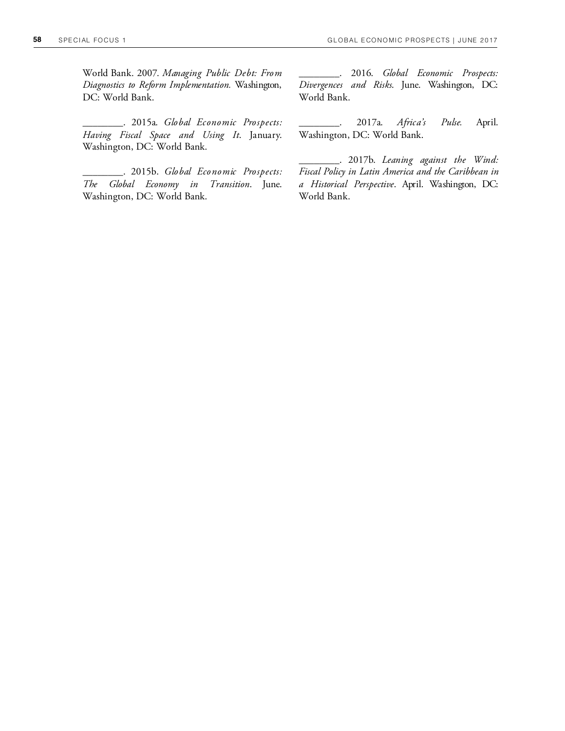World Bank. 2007. *Managing Public Debt: From Diagnostics to Reform Implementation.* Washington, DC: World Bank.

________. 2015a. *Global Economic Prospects: Having Fiscal Space and Using It*. January. Washington, DC: World Bank.

________. 2015b. *Global Economic Prospects: The Global Economy in Transition*. June. Washington, DC: World Bank.

________. 2016. *Global Economic Prospects: Divergences and Risks*. June. Washington, DC: World Bank.

________. 2017a. *Africa's Pulse.* April. Washington, DC: World Bank.

________. 2017b. *Leaning against the Wind: Fiscal Policy in Latin America and the Caribbean in a Historical Perspective*. April. Washington, DC: World Bank.